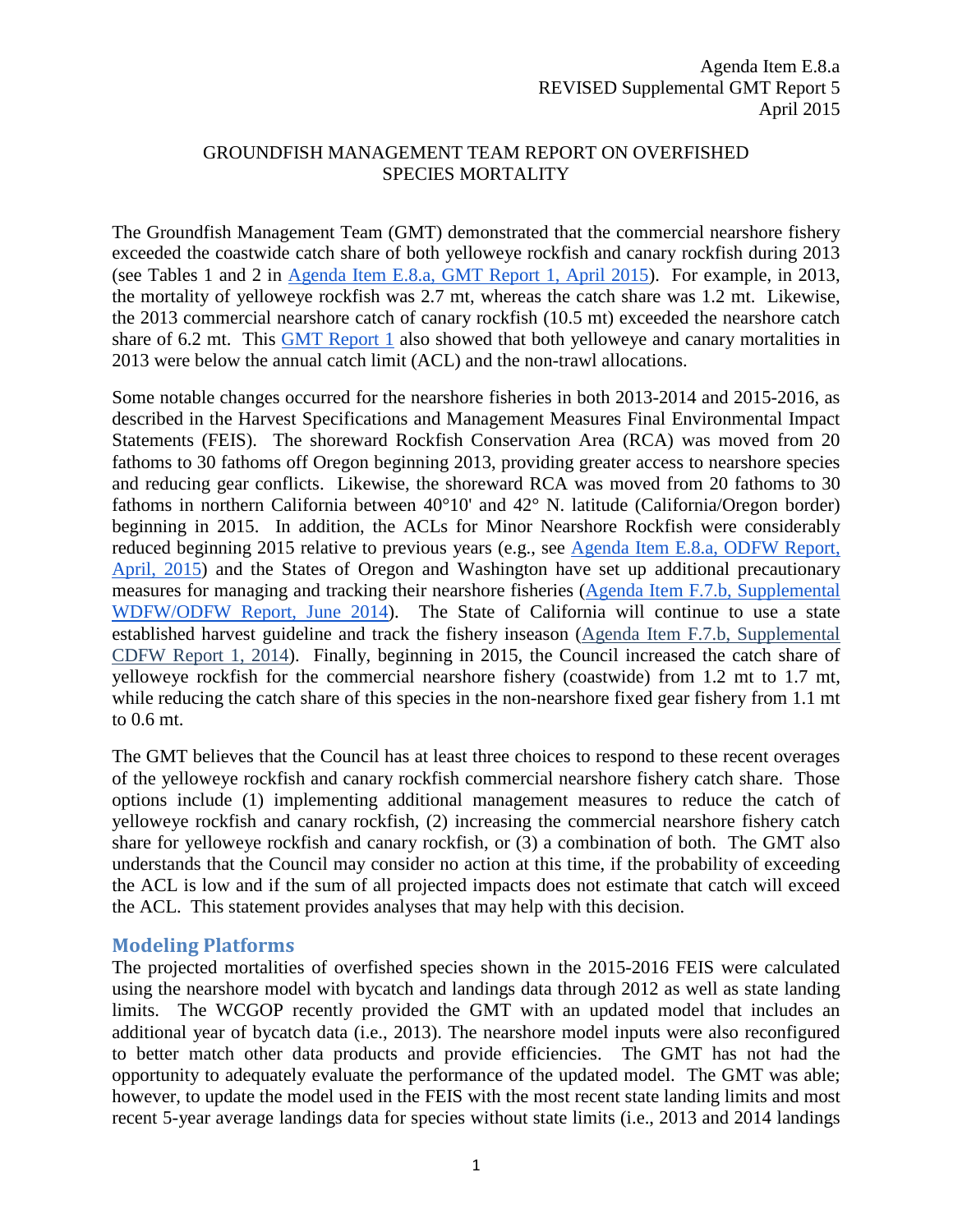Agenda Item E.8.a
REVISED Supplemental GMT Report 5
April 2015

GROUNDFISH MANAGEMENT TEAM REPORT ON OVERFISHED SPECIES MORTALITY

The Groundfish Management Team (GMT) demonstrated that the commercial nearshore fishery exceeded the coastwide catch share of both yelloweye rockfish and canary rockfish during 2013 (see Tables 1 and 2 in Agenda Item E.8.a, GMT Report 1, April 2015). For example, in 2013, the mortality of yelloweye rockfish was 2.7 mt, whereas the catch share was 1.2 mt. Likewise, the 2013 commercial nearshore catch of canary rockfish (10.5 mt) exceeded the nearshore catch share of 6.2 mt. This GMT Report 1 also showed that both yelloweye and canary mortalities in 2013 were below the annual catch limit (ACL) and the non-trawl allocations.

Some notable changes occurred for the nearshore fisheries in both 2013-2014 and 2015-2016, as described in the Harvest Specifications and Management Measures Final Environmental Impact Statements (FEIS). The shoreward Rockfish Conservation Area (RCA) was moved from 20 fathoms to 30 fathoms off Oregon beginning 2013, providing greater access to nearshore species and reducing gear conflicts. Likewise, the shoreward RCA was moved from 20 fathoms to 30 fathoms in northern California between 40°10' and 42° N. latitude (California/Oregon border) beginning in 2015. In addition, the ACLs for Minor Nearshore Rockfish were considerably reduced beginning 2015 relative to previous years (e.g., see Agenda Item E.8.a, ODFW Report, April, 2015) and the States of Oregon and Washington have set up additional precautionary measures for managing and tracking their nearshore fisheries (Agenda Item F.7.b, Supplemental WDFW/ODFW Report, June 2014). The State of California will continue to use a state established harvest guideline and track the fishery inseason (Agenda Item F.7.b, Supplemental CDFW Report 1, 2014). Finally, beginning in 2015, the Council increased the catch share of yelloweye rockfish for the commercial nearshore fishery (coastwide) from 1.2 mt to 1.7 mt, while reducing the catch share of this species in the non-nearshore fixed gear fishery from 1.1 mt to 0.6 mt.

The GMT believes that the Council has at least three choices to respond to these recent overages of the yelloweye rockfish and canary rockfish commercial nearshore fishery catch share. Those options include (1) implementing additional management measures to reduce the catch of yelloweye rockfish and canary rockfish, (2) increasing the commercial nearshore fishery catch share for yelloweye rockfish and canary rockfish, or (3) a combination of both. The GMT also understands that the Council may consider no action at this time, if the probability of exceeding the ACL is low and if the sum of all projected impacts does not estimate that catch will exceed the ACL. This statement provides analyses that may help with this decision.

## Modeling Platforms

The projected mortalities of overfished species shown in the 2015-2016 FEIS were calculated using the nearshore model with bycatch and landings data through 2012 as well as state landing limits. The WCGOP recently provided the GMT with an updated model that includes an additional year of bycatch data (i.e., 2013). The nearshore model inputs were also reconfigured to better match other data products and provide efficiencies. The GMT has not had the opportunity to adequately evaluate the performance of the updated model. The GMT was able; however, to update the model used in the FEIS with the most recent state landing limits and most recent 5-year average landings data for species without state limits (i.e., 2013 and 2014 landings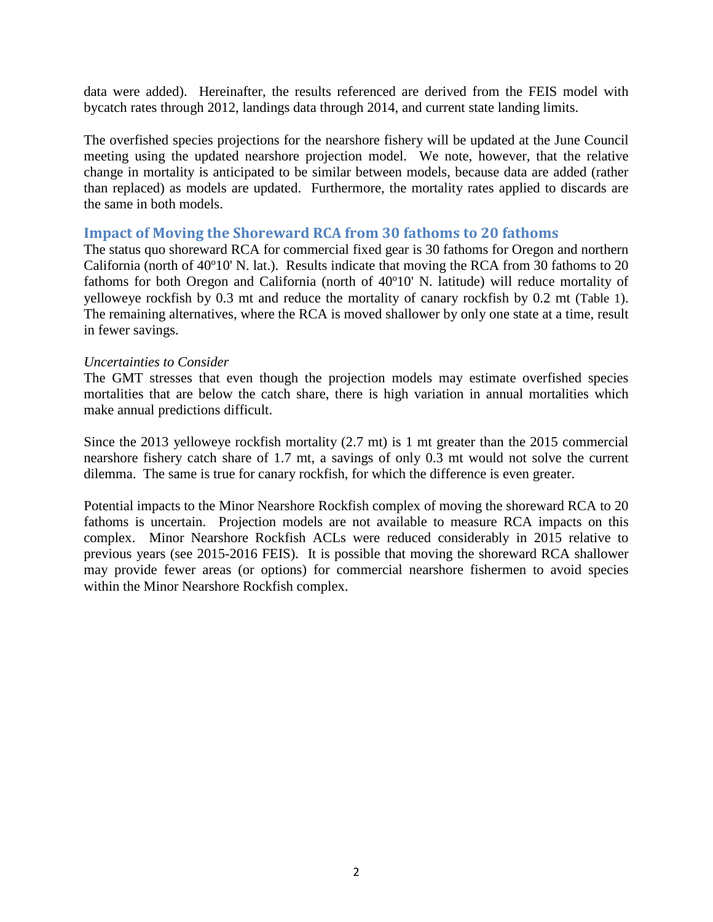data were added). Hereinafter, the results referenced are derived from the FEIS model with bycatch rates through 2012, landings data through 2014, and current state landing limits.

The overfished species projections for the nearshore fishery will be updated at the June Council meeting using the updated nearshore projection model. We note, however, that the relative change in mortality is anticipated to be similar between models, because data are added (rather than replaced) as models are updated. Furthermore, the mortality rates applied to discards are the same in both models.

## Impact of Moving the Shoreward RCA from 30 fathoms to 20 fathoms

The status quo shoreward RCA for commercial fixed gear is 30 fathoms for Oregon and northern California (north of 40º10' N. lat.). Results indicate that moving the RCA from 30 fathoms to 20 fathoms for both Oregon and California (north of 40º10' N. latitude) will reduce mortality of yelloweye rockfish by 0.3 mt and reduce the mortality of canary rockfish by 0.2 mt (Table 1). The remaining alternatives, where the RCA is moved shallower by only one state at a time, result in fewer savings.

*Uncertainties to Consider*

The GMT stresses that even though the projection models may estimate overfished species mortalities that are below the catch share, there is high variation in annual mortalities which make annual predictions difficult.

Since the 2013 yelloweye rockfish mortality (2.7 mt) is 1 mt greater than the 2015 commercial nearshore fishery catch share of 1.7 mt, a savings of only 0.3 mt would not solve the current dilemma. The same is true for canary rockfish, for which the difference is even greater.

Potential impacts to the Minor Nearshore Rockfish complex of moving the shoreward RCA to 20 fathoms is uncertain. Projection models are not available to measure RCA impacts on this complex. Minor Nearshore Rockfish ACLs were reduced considerably in 2015 relative to previous years (see 2015-2016 FEIS). It is possible that moving the shoreward RCA shallower may provide fewer areas (or options) for commercial nearshore fishermen to avoid species within the Minor Nearshore Rockfish complex.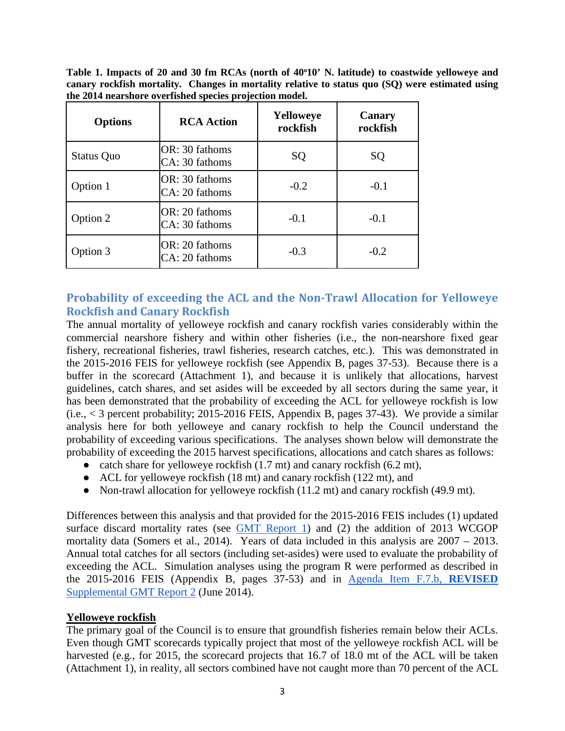**Table 1. Impacts of 20 and 30 fm RCAs (north of 40°10' N. latitude) to coastwide yelloweye and canary rockfish mortality. Changes in mortality relative to status quo (SQ) were estimated using the 2014 nearshore overfished species projection model.**

| Options | RCA Action | Yelloweye rockfish | Canary rockfish |
|---|---|---|---|
| Status Quo | OR: 30 fathoms<br>CA: 30 fathoms | SQ | SQ |
| Option 1 | OR: 30 fathoms<br>CA: 20 fathoms | -0.2 | -0.1 |
| Option 2 | OR: 20 fathoms<br>CA: 30 fathoms | -0.1 | -0.1 |
| Option 3 | OR: 20 fathoms<br>CA: 20 fathoms | -0.3 | -0.2 |

## Probability of exceeding the ACL and the Non-Trawl Allocation for Yelloweye Rockfish and Canary Rockfish

The annual mortality of yelloweye rockfish and canary rockfish varies considerably within the commercial nearshore fishery and within other fisheries (i.e., the non-nearshore fixed gear fishery, recreational fisheries, trawl fisheries, research catches, etc.). This was demonstrated in the 2015-2016 FEIS for yelloweye rockfish (see Appendix B, pages 37-53). Because there is a buffer in the scorecard (Attachment 1), and because it is unlikely that allocations, harvest guidelines, catch shares, and set asides will be exceeded by all sectors during the same year, it has been demonstrated that the probability of exceeding the ACL for yelloweye rockfish is low (i.e., < 3 percent probability; 2015-2016 FEIS, Appendix B, pages 37-43). We provide a similar analysis here for both yelloweye and canary rockfish to help the Council understand the probability of exceeding various specifications. The analyses shown below will demonstrate the probability of exceeding the 2015 harvest specifications, allocations and catch shares as follows:

- catch share for yelloweye rockfish (1.7 mt) and canary rockfish (6.2 mt),
- ACL for yelloweye rockfish (18 mt) and canary rockfish (122 mt), and
- Non-trawl allocation for yelloweye rockfish (11.2 mt) and canary rockfish (49.9 mt).

Differences between this analysis and that provided for the 2015-2016 FEIS includes (1) updated surface discard mortality rates (see GMT Report 1) and (2) the addition of 2013 WCGOP mortality data (Somers et al., 2014). Years of data included in this analysis are 2007 – 2013. Annual total catches for all sectors (including set-asides) were used to evaluate the probability of exceeding the ACL. Simulation analyses using the program R were performed as described in the 2015-2016 FEIS (Appendix B, pages 37-53) and in Agenda Item F.7.b, **REVISED** Supplemental GMT Report 2 (June 2014).

**Yelloweye rockfish**

The primary goal of the Council is to ensure that groundfish fisheries remain below their ACLs. Even though GMT scorecards typically project that most of the yelloweye rockfish ACL will be harvested (e.g., for 2015, the scorecard projects that 16.7 of 18.0 mt of the ACL will be taken (Attachment 1), in reality, all sectors combined have not caught more than 70 percent of the ACL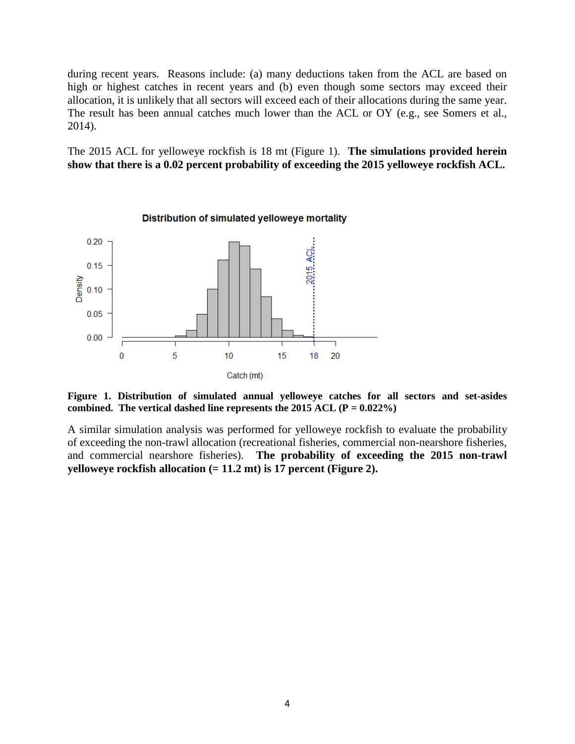during recent years. Reasons include: (a) many deductions taken from the ACL are based on high or highest catches in recent years and (b) even though some sectors may exceed their allocation, it is unlikely that all sectors will exceed each of their allocations during the same year. The result has been annual catches much lower than the ACL or OY (e.g., see Somers et al., 2014).

The 2015 ACL for yelloweye rockfish is 18 mt (Figure 1). **The simulations provided herein show that there is a 0.02 percent probability of exceeding the 2015 yelloweye rockfish ACL.**

**Figure 1. Distribution of simulated annual yelloweye catches for all sectors and set-asides combined. The vertical dashed line represents the 2015 ACL (P = 0.022%)**

A similar simulation analysis was performed for yelloweye rockfish to evaluate the probability of exceeding the non-trawl allocation (recreational fisheries, commercial non-nearshore fisheries, and commercial nearshore fisheries). **The probability of exceeding the 2015 non-trawl yelloweye rockfish allocation (= 11.2 mt) is 17 percent (Figure 2).**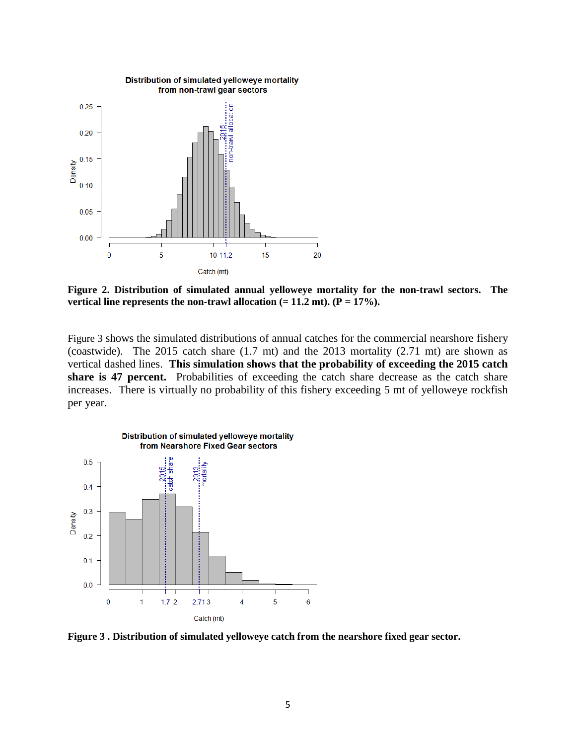**Figure 2. Distribution of simulated annual yelloweye mortality for the non-trawl sectors. The vertical line represents the non-trawl allocation (= 11.2 mt). (P = 17%).**

Figure 3 shows the simulated distributions of annual catches for the commercial nearshore fishery (coastwide). The 2015 catch share (1.7 mt) and the 2013 mortality (2.71 mt) are shown as vertical dashed lines. **This simulation shows that the probability of exceeding the 2015 catch share is 47 percent.** Probabilities of exceeding the catch share decrease as the catch share increases. There is virtually no probability of this fishery exceeding 5 mt of yelloweye rockfish per year.

**Figure 3 . Distribution of simulated yelloweye catch from the nearshore fixed gear sector.**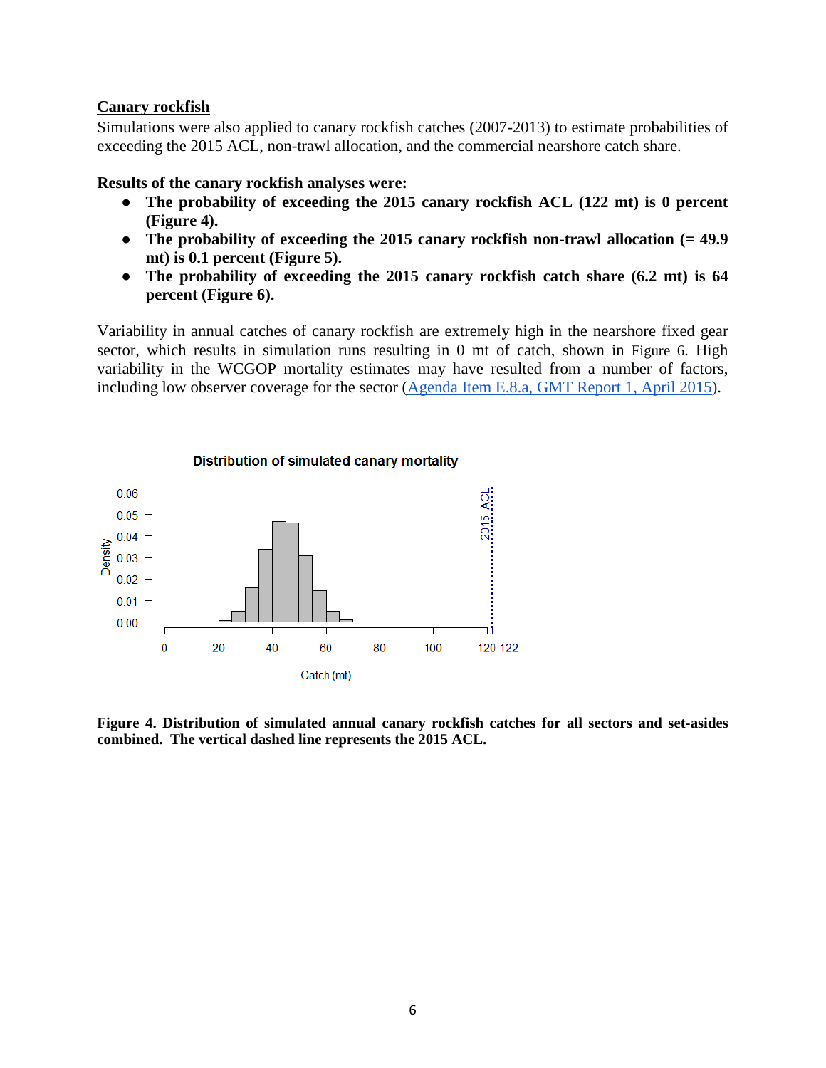**Canary rockfish**

Simulations were also applied to canary rockfish catches (2007-2013) to estimate probabilities of exceeding the 2015 ACL, non-trawl allocation, and the commercial nearshore catch share.

**Results of the canary rockfish analyses were:**

- **The probability of exceeding the 2015 canary rockfish ACL (122 mt) is 0 percent (Figure 4).**
- **The probability of exceeding the 2015 canary rockfish non-trawl allocation (= 49.9 mt) is 0.1 percent (Figure 5).**
- **The probability of exceeding the 2015 canary rockfish catch share (6.2 mt) is 64 percent (Figure 6).**

Variability in annual catches of canary rockfish are extremely high in the nearshore fixed gear sector, which results in simulation runs resulting in 0 mt of catch, shown in Figure 6. High variability in the WCGOP mortality estimates may have resulted from a number of factors, including low observer coverage for the sector ([Agenda Item E.8.a, GMT Report 1, April 2015]()).

**Figure 4. Distribution of simulated annual canary rockfish catches for all sectors and set-asides combined. The vertical dashed line represents the 2015 ACL.**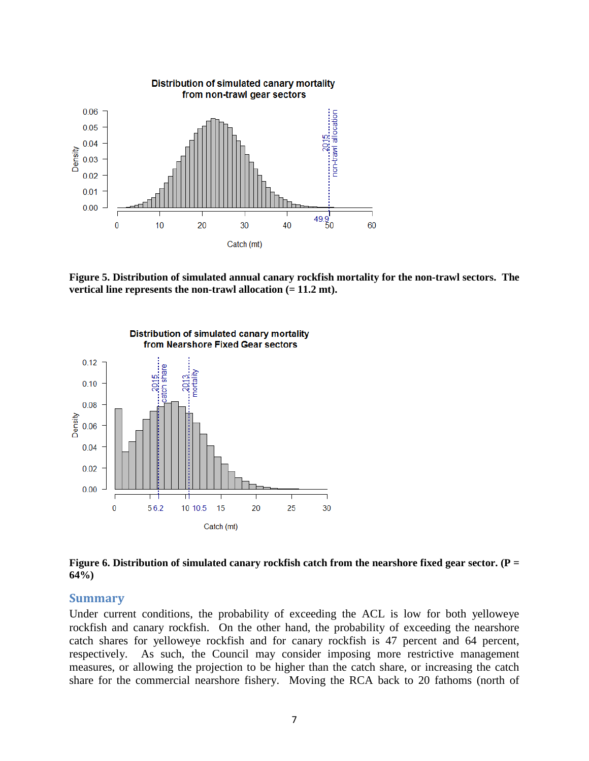**Figure 5. Distribution of simulated annual canary rockfish mortality for the non-trawl sectors. The vertical line represents the non-trawl allocation (= 11.2 mt).**

**Figure 6. Distribution of simulated canary rockfish catch from the nearshore fixed gear sector. (P = 64%)**

## Summary

Under current conditions, the probability of exceeding the ACL is low for both yelloweye rockfish and canary rockfish. On the other hand, the probability of exceeding the nearshore catch shares for yelloweye rockfish and for canary rockfish is 47 percent and 64 percent, respectively. As such, the Council may consider imposing more restrictive management measures, or allowing the projection to be higher than the catch share, or increasing the catch share for the commercial nearshore fishery. Moving the RCA back to 20 fathoms (north of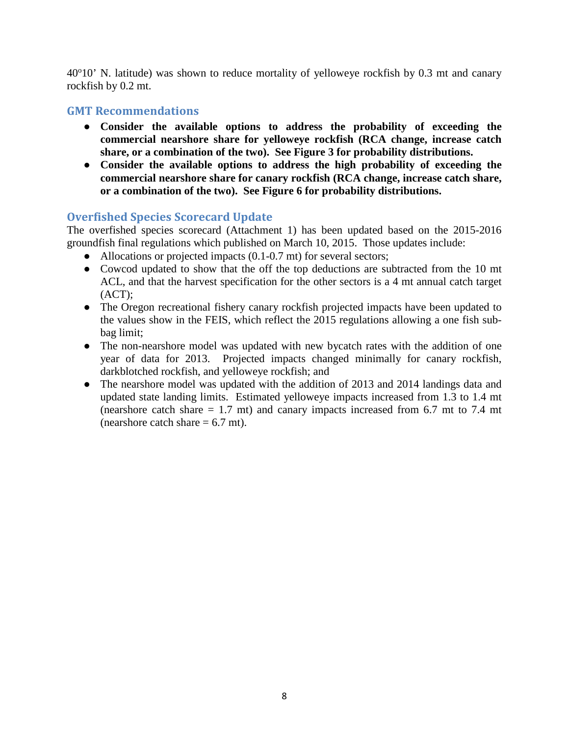40°10' N. latitude) was shown to reduce mortality of yelloweye rockfish by 0.3 mt and canary rockfish by 0.2 mt.

## GMT Recommendations

- **Consider the available options to address the probability of exceeding the commercial nearshore share for yelloweye rockfish (RCA change, increase catch share, or a combination of the two). See Figure 3 for probability distributions.**
- **Consider the available options to address the high probability of exceeding the commercial nearshore share for canary rockfish (RCA change, increase catch share, or a combination of the two). See Figure 6 for probability distributions.**

## Overfished Species Scorecard Update

The overfished species scorecard (Attachment 1) has been updated based on the 2015-2016 groundfish final regulations which published on March 10, 2015. Those updates include:

- Allocations or projected impacts (0.1-0.7 mt) for several sectors;
- Cowcod updated to show that the off the top deductions are subtracted from the 10 mt ACL, and that the harvest specification for the other sectors is a 4 mt annual catch target (ACT);
- The Oregon recreational fishery canary rockfish projected impacts have been updated to the values show in the FEIS, which reflect the 2015 regulations allowing a one fish sub-bag limit;
- The non-nearshore model was updated with new bycatch rates with the addition of one year of data for 2013. Projected impacts changed minimally for canary rockfish, darkblotched rockfish, and yelloweye rockfish; and
- The nearshore model was updated with the addition of 2013 and 2014 landings data and updated state landing limits. Estimated yelloweye impacts increased from 1.3 to 1.4 mt (nearshore catch share = 1.7 mt) and canary impacts increased from 6.7 mt to 7.4 mt (nearshore catch share = 6.7 mt).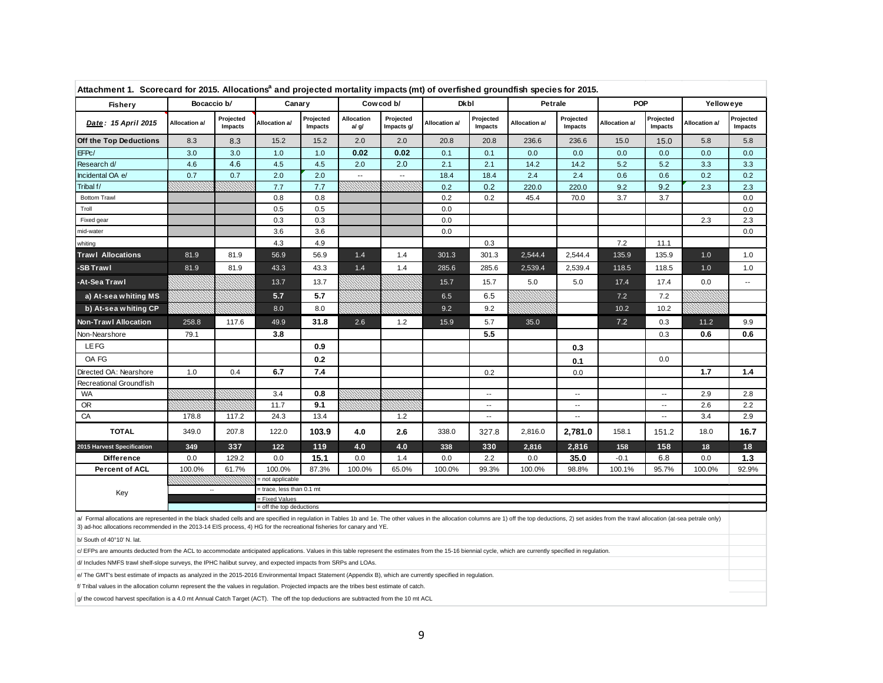**Attachment 1. Scorecard for 2015. Allocations[a] and projected mortality impacts (mt) of overfished groundfish species for 2015.**

| Fishery | Bocaccio b/ | | Canary | | Cowcod b/ | | Dkbl | | Petrale | | POP | | Yelloweye | |
|---|---|---|---|---|---|---|---|---|---|---|---|---|---|---|
| ***Date*: 15 April 2015** | Allocation a/ | Projected Impacts | Allocation a/ | Projected Impacts | Allocation a/ g/ | Projected Impacts g/ | Allocation a/ | Projected Impacts | Allocation a/ | Projected Impacts | Allocation a/ | Projected Impacts | Allocation a/ | Projected Impacts |
| **Off the Top Deductions** | 8.3 | 8.3 | 15.2 | 15.2 | 2.0 | 2.0 | 20.8 | 20.8 | 236.6 | 236.6 | 15.0 | 15.0 | 5.8 | 5.8 |
| EFPc/ | 3.0 | 3.0 | 1.0 | 1.0 | **0.02** | **0.02** | 0.1 | 0.1 | 0.0 | 0.0 | 0.0 | 0.0 | 0.0 | 0.0 |
| Research d/ | 4.6 | 4.6 | 4.5 | 4.5 | 2.0 | 2.0 | 2.1 | 2.1 | 14.2 | 14.2 | 5.2 | 5.2 | 3.3 | 3.3 |
| Incidental OA e/ | 0.7 | 0.7 | 2.0 | 2.0 | -- | -- | 18.4 | 18.4 | 2.4 | 2.4 | 0.6 | 0.6 | 0.2 | 0.2 |
| Tribal f/ | | | 7.7 | 7.7 | | | 0.2 | 0.2 | 220.0 | 220.0 | 9.2 | 9.2 | 2.3 | 2.3 |
| Bottom Trawl | | | 0.8 | 0.8 | | | 0.2 | 0.2 | 45.4 | 70.0 | 3.7 | 3.7 | | 0.0 |
| Troll | | | 0.5 | 0.5 | | | 0.0 | | | | | | | 0.0 |
| Fixed gear | | | 0.3 | 0.3 | | | 0.0 | | | | | | 2.3 | 2.3 |
| mid-water | | | 3.6 | 3.6 | | | 0.0 | | | | | | | 0.0 |
| whiting | | | 4.3 | 4.9 | | | | 0.3 | | | 7.2 | 11.1 | | |
| **Trawl Allocations** | 81.9 | 81.9 | 56.9 | 56.9 | 1.4 | 1.4 | 301.3 | 301.3 | 2,544.4 | 2,544.4 | 135.9 | 135.9 | 1.0 | 1.0 |
| **-SB Trawl** | 81.9 | 81.9 | 43.3 | 43.3 | 1.4 | 1.4 | 285.6 | 285.6 | 2,539.4 | 2,539.4 | 118.5 | 118.5 | 1.0 | 1.0 |
| **-At-Sea Trawl** | | | 13.7 | 13.7 | | | 15.7 | 15.7 | 5.0 | 5.0 | 17.4 | 17.4 | 0.0 | -- |
| **a) At-sea whiting MS** | | | **5.7** | **5.7** | | | 6.5 | 6.5 | | | 7.2 | 7.2 | | |
| **b) At-sea whiting CP** | | | 8.0 | 8.0 | | | 9.2 | 9.2 | | | 10.2 | 10.2 | | |
| **Non-Trawl Allocation** | 258.8 | 117.6 | 49.9 | **31.8** | 2.6 | 1.2 | 15.9 | 5.7 | 35.0 | | 7.2 | 0.3 | 11.2 | 9.9 |
| Non-Nearshore | 79.1 | | **3.8** | | | | | **5.5** | | | | 0.3 | **0.6** | **0.6** |
| LE FG | | | | **0.9** | | | | | | **0.3** | | | | |
| OA FG | | | | **0.2** | | | | | | **0.1** | | 0.0 | | |
| Directed OA: Nearshore | 1.0 | 0.4 | **6.7** | **7.4** | | | | 0.2 | | 0.0 | | | **1.7** | **1.4** |
| Recreational Groundfish | | | | | | | | | | | | | | |
| WA | | | 3.4 | **0.8** | | | | -- | | -- | | -- | 2.9 | 2.8 |
| OR | | | 11.7 | **9.1** | | | | -- | | -- | | -- | 2.6 | 2.2 |
| CA | 178.8 | 117.2 | 24.3 | 13.4 | | 1.2 | | -- | | -- | | -- | 3.4 | 2.9 |
| **TOTAL** | 349.0 | 207.8 | 122.0 | **103.9** | **4.0** | **2.6** | 338.0 | 327.8 | 2,816.0 | **2,781.0** | 158.1 | 151.2 | 18.0 | **16.7** |
| **2015 Harvest Specification** | **349** | **337** | **122** | **119** | **4.0** | **4.0** | **338** | **330** | **2,816** | **2,816** | **158** | **158** | **18** | **18** |
| **Difference** | 0.0 | 129.2 | 0.0 | **15.1** | 0.0 | 1.4 | 0.0 | 2.2 | 0.0 | **35.0** | -0.1 | 6.8 | 0.0 | **1.3** |
| **Percent of ACL** | 100.0% | 61.7% | 100.0% | 87.3% | 100.0% | 65.0% | 100.0% | 99.3% | 100.0% | 98.8% | 100.1% | 95.7% | 100.0% | 92.9% |

Key:
- (hatched) = not applicable
- -- = trace, less than 0.1 mt
- (black) = Fixed Values
- (light blue) = off the top deductions

a/ Formal allocations are represented in the black shaded cells and are specified in regulation in Tables 1b and 1e. The other values in the allocation columns are 1) off the top deductions, 2) set asides from the trawl allocation (at-sea petrale only) 3) ad-hoc allocations recommended in the 2013-14 EIS process, 4) HG for the recreational fisheries for canary and YE.

b/ South of 40°10' N. lat.

c/ EFPs are amounts deducted from the ACL to accommodate anticipated applications. Values in this table represent the estimates from the 15-16 biennial cycle, which are currently specified in regulation.

d/ Includes NMFS trawl shelf-slope surveys, the IPHC halibut survey, and expected impacts from SRPs and LOAs.

e/ The GMT's best estimate of impacts as analyzed in the 2015-2016 Environmental Impact Statement (Appendix B), which are currently specified in regulation.

f/ Tribal values in the allocation column represent the the values in regulation. Projected impacts are the tribes best estimate of catch.

g/ the cowcod harvest specifation is a 4.0 mt Annual Catch Target (ACT). The off the top deductions are subtracted from the 10 mt ACL